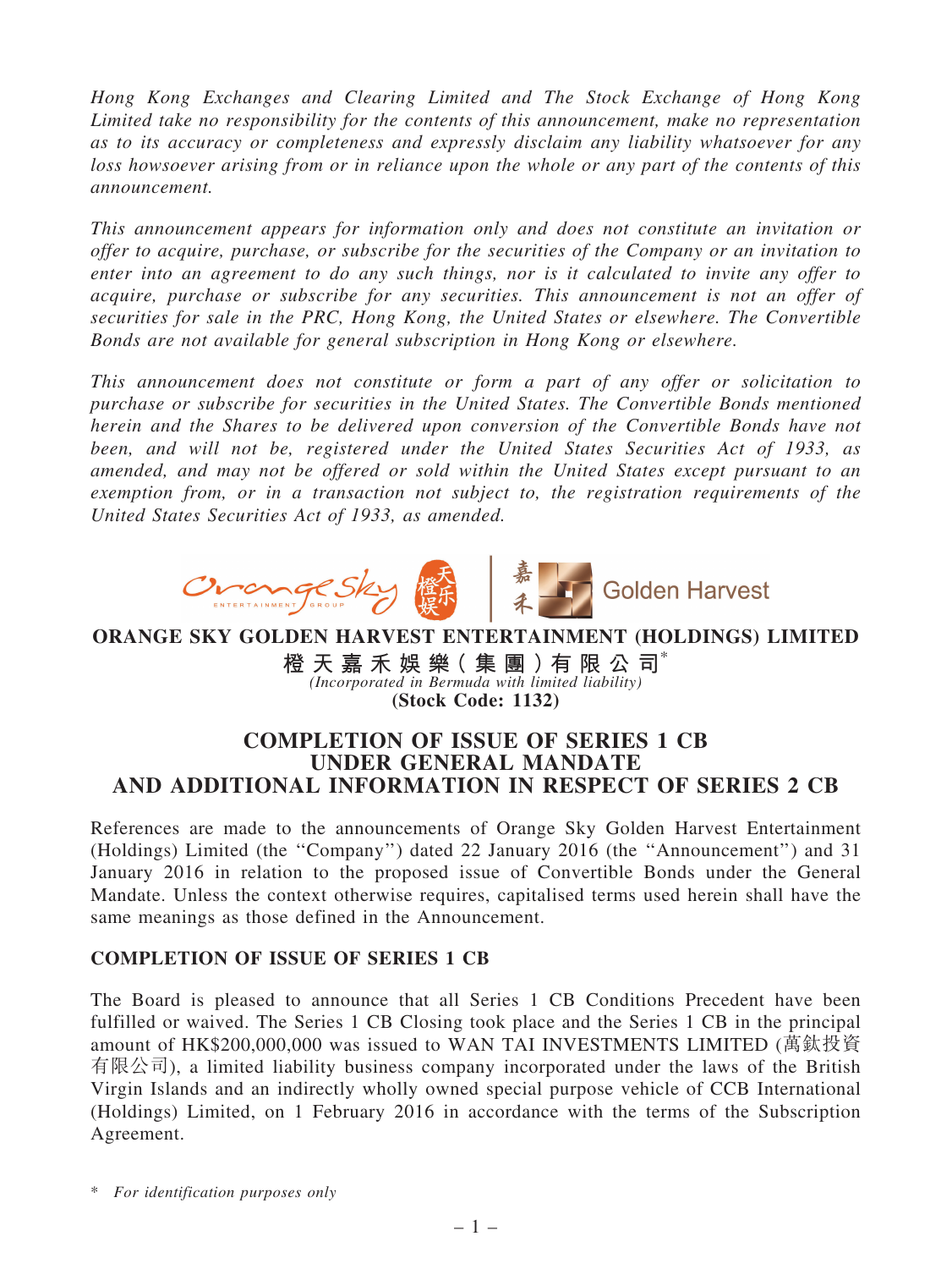*Hong Kong Exchanges and Clearing Limited and The Stock Exchange of Hong Kong Limited take no responsibility for the contents of this announcement, make no representation as to its accuracy or completeness and expressly disclaim any liability whatsoever for any loss howsoever arising from or in reliance upon the whole or any part of the contents of this announcement.*

*This announcement appears for information only and does not constitute an invitation or offer to acquire, purchase, or subscribe for the securities of the Company or an invitation to enter into an agreement to do any such things, nor is it calculated to invite any offer to acquire, purchase or subscribe for any securities. This announcement is not an offer of securities for sale in the PRC, Hong Kong, the United States or elsewhere. The Convertible Bonds are not available for general subscription in Hong Kong or elsewhere.*

*This announcement does not constitute or form a part of any offer or solicitation to purchase or subscribe for securities in the United States. The Convertible Bonds mentioned herein and the Shares to be delivered upon conversion of the Convertible Bonds have not been, and will not be, registered under the United States Securities Act of 1933, as amended, and may not be offered or sold within the United States except pursuant to an exemption from, or in a transaction not subject to, the registration requirements of the United States Securities Act of 1933, as amended.*

**ORANGE SKY GOLDEN HARVEST ENTERTAINMENT (HOLDINGS) LIMITED**

**橙天嘉禾娛樂(集團)有限公司***

*(Incorporated in Bermuda with limited liability)*

**(Stock Code: 1132)**

# COMPLETION OF ISSUE OF SERIES 1 CB UNDER GENERAL MANDATE AND ADDITIONAL INFORMATION IN RESPECT OF SERIES 2 CB

References are made to the announcements of Orange Sky Golden Harvest Entertainment (Holdings) Limited (the "Company") dated 22 January 2016 (the "Announcement") and 31 January 2016 in relation to the proposed issue of Convertible Bonds under the General Mandate. Unless the context otherwise requires, capitalised terms used herein shall have the same meanings as those defined in the Announcement.

## COMPLETION OF ISSUE OF SERIES 1 CB

The Board is pleased to announce that all Series 1 CB Conditions Precedent have been fulfilled or waived. The Series 1 CB Closing took place and the Series 1 CB in the principal amount of HK$200,000,000 was issued to WAN TAI INVESTMENTS LIMITED (萬鈦投資有限公司), a limited liability business company incorporated under the laws of the British Virgin Islands and an indirectly wholly owned special purpose vehicle of CCB International (Holdings) Limited, on 1 February 2016 in accordance with the terms of the Subscription Agreement.

\* *For identification purposes only*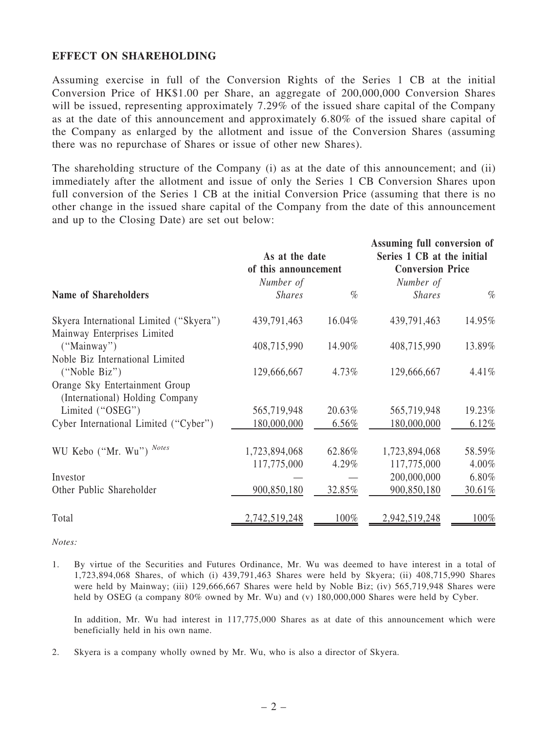**EFFECT ON SHAREHOLDING**

Assuming exercise in full of the Conversion Rights of the Series 1 CB at the initial Conversion Price of HK$1.00 per Share, an aggregate of 200,000,000 Conversion Shares will be issued, representing approximately 7.29% of the issued share capital of the Company as at the date of this announcement and approximately 6.80% of the issued share capital of the Company as enlarged by the allotment and issue of the Conversion Shares (assuming there was no repurchase of Shares or issue of other new Shares).

The shareholding structure of the Company (i) as at the date of this announcement; and (ii) immediately after the allotment and issue of only the Series 1 CB Conversion Shares upon full conversion of the Series 1 CB at the initial Conversion Price (assuming that there is no other change in the issued share capital of the Company from the date of this announcement and up to the Closing Date) are set out below:

| Name of Shareholders | As at the date of this announcement | | Assuming full conversion of Series 1 CB at the initial Conversion Price | |
|---|---|---|---|---|
| | *Number of Shares* | *%* | *Number of Shares* | *%* |
| Skyera International Limited ("Skyera") | 439,791,463 | 16.04% | 439,791,463 | 14.95% |
| Mainway Enterprises Limited ("Mainway") | 408,715,990 | 14.90% | 408,715,990 | 13.89% |
| Noble Biz International Limited ("Noble Biz") | 129,666,667 | 4.73% | 129,666,667 | 4.41% |
| Orange Sky Entertainment Group (International) Holding Company Limited ("OSEG") | 565,719,948 | 20.63% | 565,719,948 | 19.23% |
| Cyber International Limited ("Cyber") | 180,000,000 | 6.56% | 180,000,000 | 6.12% |
| WU Kebo ("Mr. Wu") *Notes* | 1,723,894,068 | 62.86% | 1,723,894,068 | 58.59% |
| | 117,775,000 | 4.29% | 117,775,000 | 4.00% |
| Investor | — | — | 200,000,000 | 6.80% |
| Other Public Shareholder | 900,850,180 | 32.85% | 900,850,180 | 30.61% |
| Total | 2,742,519,248 | 100% | 2,942,519,248 | 100% |

*Notes:*

1. By virtue of the Securities and Futures Ordinance, Mr. Wu was deemed to have interest in a total of 1,723,894,068 Shares, of which (i) 439,791,463 Shares were held by Skyera; (ii) 408,715,990 Shares were held by Mainway; (iii) 129,666,667 Shares were held by Noble Biz; (iv) 565,719,948 Shares were held by OSEG (a company 80% owned by Mr. Wu) and (v) 180,000,000 Shares were held by Cyber.

   In addition, Mr. Wu had interest in 117,775,000 Shares as at date of this announcement which were beneficially held in his own name.

2. Skyera is a company wholly owned by Mr. Wu, who is also a director of Skyera.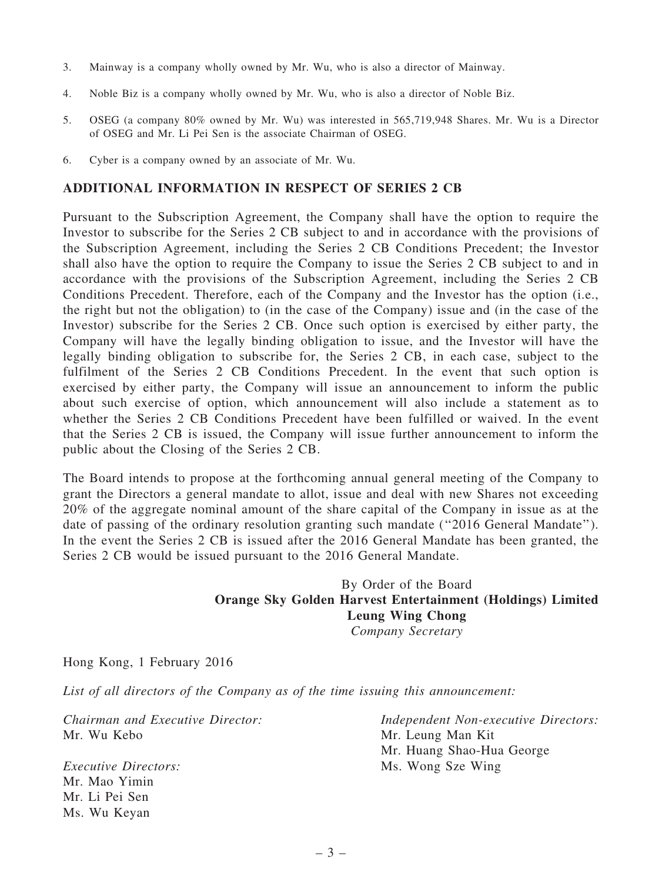3. Mainway is a company wholly owned by Mr. Wu, who is also a director of Mainway.

4. Noble Biz is a company wholly owned by Mr. Wu, who is also a director of Noble Biz.

5. OSEG (a company 80% owned by Mr. Wu) was interested in 565,719,948 Shares. Mr. Wu is a Director of OSEG and Mr. Li Pei Sen is the associate Chairman of OSEG.

6. Cyber is a company owned by an associate of Mr. Wu.

## ADDITIONAL INFORMATION IN RESPECT OF SERIES 2 CB

Pursuant to the Subscription Agreement, the Company shall have the option to require the Investor to subscribe for the Series 2 CB subject to and in accordance with the provisions of the Subscription Agreement, including the Series 2 CB Conditions Precedent; the Investor shall also have the option to require the Company to issue the Series 2 CB subject to and in accordance with the provisions of the Subscription Agreement, including the Series 2 CB Conditions Precedent. Therefore, each of the Company and the Investor has the option (i.e., the right but not the obligation) to (in the case of the Company) issue and (in the case of the Investor) subscribe for the Series 2 CB. Once such option is exercised by either party, the Company will have the legally binding obligation to issue, and the Investor will have the legally binding obligation to subscribe for, the Series 2 CB, in each case, subject to the fulfilment of the Series 2 CB Conditions Precedent. In the event that such option is exercised by either party, the Company will issue an announcement to inform the public about such exercise of option, which announcement will also include a statement as to whether the Series 2 CB Conditions Precedent have been fulfilled or waived. In the event that the Series 2 CB is issued, the Company will issue further announcement to inform the public about the Closing of the Series 2 CB.

The Board intends to propose at the forthcoming annual general meeting of the Company to grant the Directors a general mandate to allot, issue and deal with new Shares not exceeding 20% of the aggregate nominal amount of the share capital of the Company in issue as at the date of passing of the ordinary resolution granting such mandate ("2016 General Mandate"). In the event the Series 2 CB is issued after the 2016 General Mandate has been granted, the Series 2 CB would be issued pursuant to the 2016 General Mandate.

By Order of the Board
**Orange Sky Golden Harvest Entertainment (Holdings) Limited**
**Leung Wing Chong**
*Company Secretary*

Hong Kong, 1 February 2016

*List of all directors of the Company as of the time issuing this announcement:*

*Chairman and Executive Director:*
Mr. Wu Kebo

*Executive Directors:*
Mr. Mao Yimin
Mr. Li Pei Sen
Ms. Wu Keyan

*Independent Non-executive Directors:*
Mr. Leung Man Kit
Mr. Huang Shao-Hua George
Ms. Wong Sze Wing